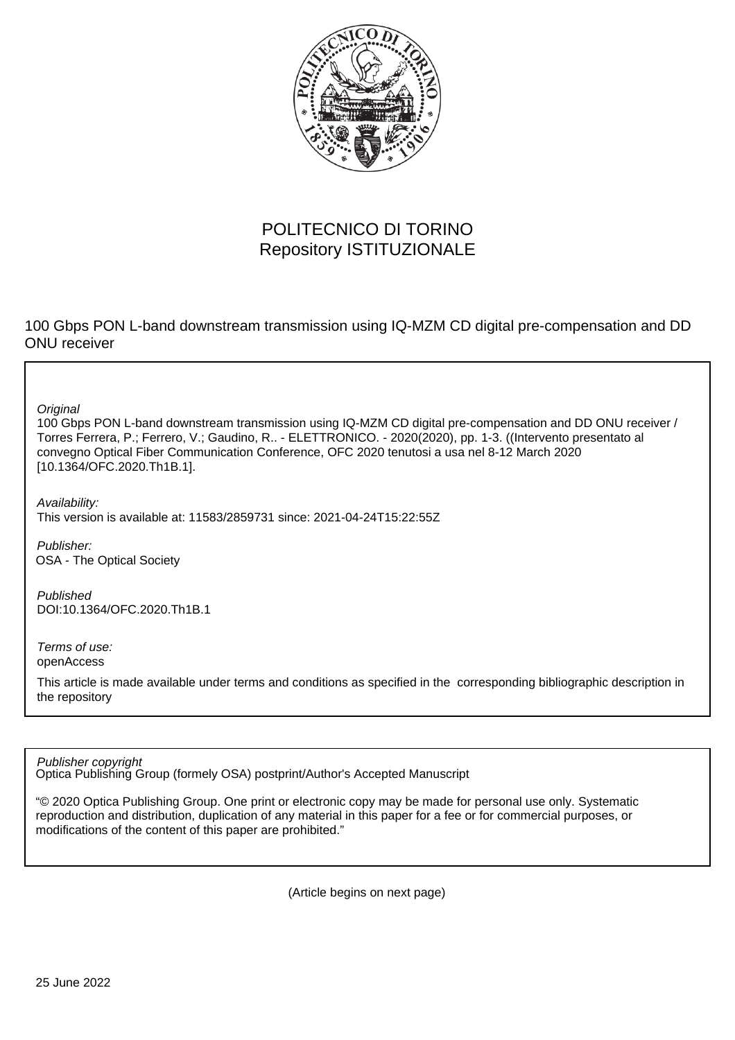POLITECNICO DI TORINO
Repository ISTITUZIONALE

100 Gbps PON L-band downstream transmission using IQ-MZM CD digital pre-compensation and DD ONU receiver

*Original*

100 Gbps PON L-band downstream transmission using IQ-MZM CD digital pre-compensation and DD ONU receiver / Torres Ferrera, P.; Ferrero, V.; Gaudino, R.. - ELETTRONICO. - 2020(2020), pp. 1-3. ((Intervento presentato al convegno Optical Fiber Communication Conference, OFC 2020 tenutosi a usa nel 8-12 March 2020 [10.1364/OFC.2020.Th1B.1].

*Availability:*

This version is available at: 11583/2859731 since: 2021-04-24T15:22:55Z

*Publisher:*

OSA - The Optical Society

*Published*

DOI:10.1364/OFC.2020.Th1B.1

*Terms of use:*

openAccess

This article is made available under terms and conditions as specified in the corresponding bibliographic description in the repository

*Publisher copyright*

Optica Publishing Group (formely OSA) postprint/Author's Accepted Manuscript

"© 2020 Optica Publishing Group. One print or electronic copy may be made for personal use only. Systematic reproduction and distribution, duplication of any material in this paper for a fee or for commercial purposes, or modifications of the content of this paper are prohibited."

(Article begins on next page)

25 June 2022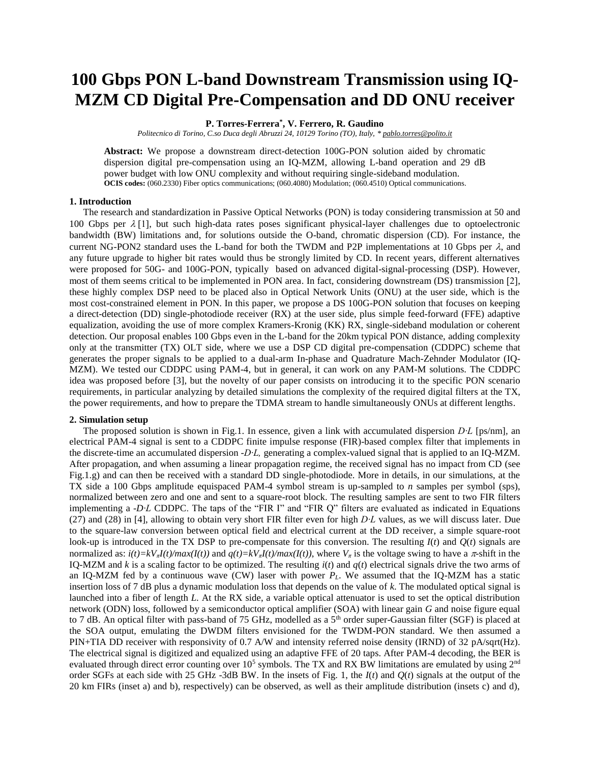# 100 Gbps PON L-band Downstream Transmission using IQ-MZM CD Digital Pre-Compensation and DD ONU receiver

**P. Torres-Ferrera\*, V. Ferrero, R. Gaudino**

*Politecnico di Torino, C.so Duca degli Abruzzi 24, 10129 Torino (TO), Italy, \* pablo.torres@polito.it*

**Abstract:** We propose a downstream direct-detection 100G-PON solution aided by chromatic dispersion digital pre-compensation using an IQ-MZM, allowing L-band operation and 29 dB power budget with low ONU complexity and without requiring single-sideband modulation.

**OCIS codes:** (060.2330) Fiber optics communications; (060.4080) Modulation; (060.4510) Optical communications.

## 1. Introduction

The research and standardization in Passive Optical Networks (PON) is today considering transmission at 50 and 100 Gbps per $\lambda$ [1], but such high-data rates poses significant physical-layer challenges due to optoelectronic bandwidth (BW) limitations and, for solutions outside the O-band, chromatic dispersion (CD). For instance, the current NG-PON2 standard uses the L-band for both the TWDM and P2P implementations at 10 Gbps per $\lambda$, and any future upgrade to higher bit rates would thus be strongly limited by CD. In recent years, different alternatives were proposed for 50G- and 100G-PON, typically based on advanced digital-signal-processing (DSP). However, most of them seems critical to be implemented in PON area. In fact, considering downstream (DS) transmission [2], these highly complex DSP need to be placed also in Optical Network Units (ONU) at the user side, which is the most cost-constrained element in PON. In this paper, we propose a DS 100G-PON solution that focuses on keeping a direct-detection (DD) single-photodiode receiver (RX) at the user side, plus simple feed-forward (FFE) adaptive equalization, avoiding the use of more complex Kramers-Kronig (KK) RX, single-sideband modulation or coherent detection. Our proposal enables 100 Gbps even in the L-band for the 20km typical PON distance, adding complexity only at the transmitter (TX) OLT side, where we use a DSP CD digital pre-compensation (CDDPC) scheme that generates the proper signals to be applied to a dual-arm In-phase and Quadrature Mach-Zehnder Modulator (IQ-MZM). We tested our CDDPC using PAM-4, but in general, it can work on any PAM-M solutions. The CDDPC idea was proposed before [3], but the novelty of our paper consists on introducing it to the specific PON scenario requirements, in particular analyzing by detailed simulations the complexity of the required digital filters at the TX, the power requirements, and how to prepare the TDMA stream to handle simultaneously ONUs at different lengths.

## 2. Simulation setup

The proposed solution is shown in Fig.1. In essence, given a link with accumulated dispersion $D{\cdot}L$ [ps/nm], an electrical PAM-4 signal is sent to a CDDPC finite impulse response (FIR)-based complex filter that implements in the discrete-time an accumulated dispersion $-D{\cdot}L$, generating a complex-valued signal that is applied to an IQ-MZM. After propagation, and when assuming a linear propagation regime, the received signal has no impact from CD (see Fig.1.g) and can then be received with a standard DD single-photodiode. More in details, in our simulations, at the TX side a 100 Gbps amplitude equispaced PAM-4 symbol stream is up-sampled to $n$ samples per symbol (sps), normalized between zero and one and sent to a square-root block. The resulting samples are sent to two FIR filters implementing a $-D{\cdot}L$ CDDPC. The taps of the "FIR I" and "FIR Q" filters are evaluated as indicated in Equations (27) and (28) in [4], allowing to obtain very short FIR filter even for high $D{\cdot}L$ values, as we will discuss later. Due to the square-law conversion between optical field and electrical current at the DD receiver, a simple square-root look-up is introduced in the TX DSP to pre-compensate for this conversion. The resulting $I(t)$ and $Q(t)$ signals are normalized as: $i(t)=kV_\pi I(t)/max(I(t))$ and $q(t)=kV_\pi I(t)/max(I(t))$, where $V_\pi$ is the voltage swing to have a $\pi$-shift in the IQ-MZM and $k$ is a scaling factor to be optimized. The resulting $i(t)$ and $q(t)$ electrical signals drive the two arms of an IQ-MZM fed by a continuous wave (CW) laser with power $P_L$. We assumed that the IQ-MZM has a static insertion loss of 7 dB plus a dynamic modulation loss that depends on the value of $k$. The modulated optical signal is launched into a fiber of length $L$. At the RX side, a variable optical attenuator is used to set the optical distribution network (ODN) loss, followed by a semiconductor optical amplifier (SOA) with linear gain $G$ and noise figure equal to 7 dB. An optical filter with pass-band of 75 GHz, modelled as a 5[th] order super-Gaussian filter (SGF) is placed at the SOA output, emulating the DWDM filters envisioned for the TWDM-PON standard. We then assumed a PIN+TIA DD receiver with responsivity of 0.7 A/W and intensity referred noise density (IRND) of 32 pA/sqrt(Hz). The electrical signal is digitized and equalized using an adaptive FFE of 20 taps. After PAM-4 decoding, the BER is evaluated through direct error counting over $10^5$ symbols. The TX and RX BW limitations are emulated by using 2[nd] order SGFs at each side with 25 GHz -3dB BW. In the insets of Fig. 1, the $I(t)$ and $Q(t)$ signals at the output of the 20 km FIRs (inset a) and b), respectively) can be observed, as well as their amplitude distribution (insets c) and d),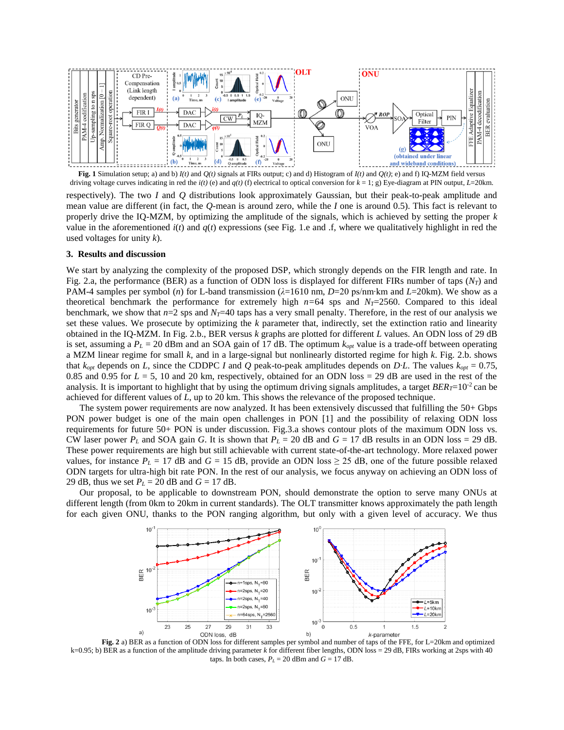**Fig. 1** Simulation setup; a) and b) $I(t)$ and $Q(t)$ signals at FIRs output; c) and d) Histogram of $I(t)$ and $Q(t)$; e) and f) IQ-MZM field versus driving voltage curves indicating in red the $i(t)$ (e) and $q(t)$ (f) electrical to optical conversion for $k = 1$; g) Eye-diagram at PIN output, $L$=20km.

respectively). The two $I$ and $Q$ distributions look approximately Gaussian, but their peak-to-peak amplitude and mean value are different (in fact, the $Q$-mean is around zero, while the $I$ one is around 0.5). This fact is relevant to properly drive the IQ-MZM, by optimizing the amplitude of the signals, which is achieved by setting the proper $k$ value in the aforementioned $i(t)$ and $q(t)$ expressions (see Fig. 1.e and .f, where we qualitatively highlight in red the used voltages for unity $k$).

### 3. Results and discussion

We start by analyzing the complexity of the proposed DSP, which strongly depends on the FIR length and rate. In Fig. 2.a, the performance (BER) as a function of ODN loss is displayed for different FIRs number of taps ($N_T$) and PAM-4 samples per symbol ($n$) for L-band transmission ($\lambda$=1610 nm, $D$=20 ps/nm·km and $L$=20km). We show as a theoretical benchmark the performance for extremely high $n$=64 sps and $N_T$=2560. Compared to this ideal benchmark, we show that $n$=2 sps and $N_T$=40 taps has a very small penalty. Therefore, in the rest of our analysis we set these values. We prosecute by optimizing the $k$ parameter that, indirectly, set the extinction ratio and linearity obtained in the IQ-MZM. In Fig. 2.b., BER versus $k$ graphs are plotted for different $L$ values. An ODN loss of 29 dB is set, assuming a $P_L$ = 20 dBm and an SOA gain of 17 dB. The optimum $k_{opt}$ value is a trade-off between operating a MZM linear regime for small $k$, and in a large-signal but nonlinearly distorted regime for high $k$. Fig. 2.b. shows that $k_{opt}$ depends on $L$, since the CDDPC $I$ and $Q$ peak-to-peak amplitudes depends on $D{\cdot}L$. The values $k_{opt}$ = 0.75, 0.85 and 0.95 for $L$ = 5, 10 and 20 km, respectively, obtained for an ODN loss = 29 dB are used in the rest of the analysis. It is important to highlight that by using the optimum driving signals amplitudes, a target $BER_T$=$10^{-2}$ can be achieved for different values of $L$, up to 20 km. This shows the relevance of the proposed technique.

The system power requirements are now analyzed. It has been extensively discussed that fulfilling the 50+ Gbps PON power budget is one of the main open challenges in PON [1] and the possibility of relaxing ODN loss requirements for future 50+ PON is under discussion. Fig.3.a shows contour plots of the maximum ODN loss vs. CW laser power $P_L$ and SOA gain $G$. It is shown that $P_L$ = 20 dB and $G$ = 17 dB results in an ODN loss = 29 dB. These power requirements are high but still achievable with current state-of-the-art technology. More relaxed power values, for instance $P_L$ = 17 dB and $G$ = 15 dB, provide an ODN loss ≥ 25 dB, one of the future possible relaxed ODN targets for ultra-high bit rate PON. In the rest of our analysis, we focus anyway on achieving an ODN loss of 29 dB, thus we set $P_L$ = 20 dB and $G$ = 17 dB.

Our proposal, to be applicable to downstream PON, should demonstrate the option to serve many ONUs at different length (from 0km to 20km in current standards). The OLT transmitter knows approximately the path length for each given ONU, thanks to the PON ranging algorithm, but only with a given level of accuracy. We thus

**Fig. 2** a) BER as a function of ODN loss for different samples per symbol and number of taps of the FFE, for L=20km and optimized k=0.95; b) BER as a function of the amplitude driving parameter $k$ for different fiber lengths, ODN loss = 29 dB, FIRs working at 2sps with 40 taps. In both cases, $P_L$ = 20 dBm and $G$ = 17 dB.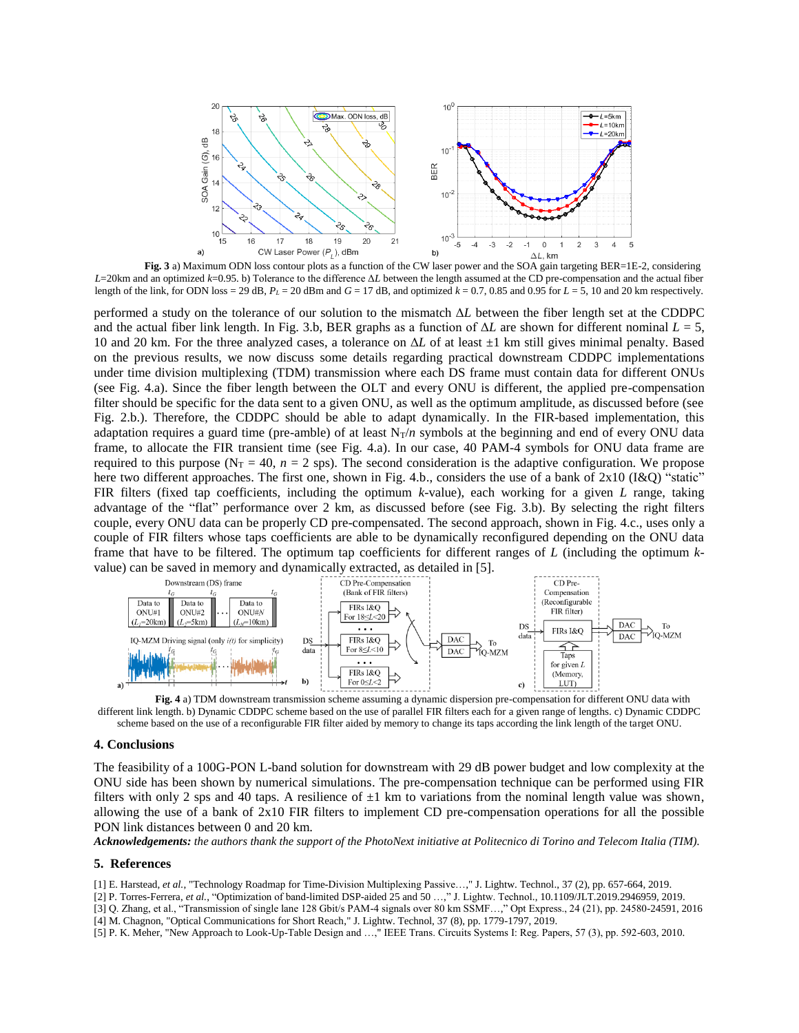20
18
16
14
12
10
SOA Gain (G), dB
15 16 17 18 19 20 21
CW Laser Power ($P_L$), dBm
Max. ODN loss, dB
25 26 30 28 29 27 24 25 26 28 27 23 24 25 26 22
a)

$10^0$
$10^{-1}$
$10^{-2}$
$10^{-3}$
BER
-5 -4 -3 -2 -1 0 1 2 3 4 5
ΔL, km
L=5km
L=10km
L=20km
b)

**Fig. 3** a) Maximum ODN loss contour plots as a function of the CW laser power and the SOA gain targeting BER=1E-2, considering $L$=20km and an optimized $k$=0.95. b) Tolerance to the difference $\Delta L$ between the length assumed at the CD pre-compensation and the actual fiber length of the link, for ODN loss = 29 dB, $P_L$ = 20 dBm and $G$ = 17 dB, and optimized $k$ = 0.7, 0.85 and 0.95 for $L$ = 5, 10 and 20 km respectively.

performed a study on the tolerance of our solution to the mismatch $\Delta L$ between the fiber length set at the CDDPC and the actual fiber link length. In Fig. 3.b, BER graphs as a function of $\Delta L$ are shown for different nominal $L$ = 5, 10 and 20 km. For the three analyzed cases, a tolerance on $\Delta L$ of at least ±1 km still gives minimal penalty. Based on the previous results, we now discuss some details regarding practical downstream CDDPC implementations under time division multiplexing (TDM) transmission where each DS frame must contain data for different ONUs (see Fig. 4.a). Since the fiber length between the OLT and every ONU is different, the applied pre-compensation filter should be specific for the data sent to a given ONU, as well as the optimum amplitude, as discussed before (see Fig. 2.b.). Therefore, the CDDPC should be able to adapt dynamically. In the FIR-based implementation, this adaptation requires a guard time (pre-amble) of at least $N_T/n$ symbols at the beginning and end of every ONU data frame, to allocate the FIR transient time (see Fig. 4.a). In our case, 40 PAM-4 symbols for ONU data frame are required to this purpose ($N_T$ = 40, $n$ = 2 sps). The second consideration is the adaptive configuration. We propose here two different approaches. The first one, shown in Fig. 4.b., considers the use of a bank of 2x10 (I&Q) "static" FIR filters (fixed tap coefficients, including the optimum $k$-value), each working for a given $L$ range, taking advantage of the "flat" performance over 2 km, as discussed before (see Fig. 3.b). By selecting the right filters couple, every ONU data can be properly CD pre-compensated. The second approach, shown in Fig. 4.c., uses only a couple of FIR filters whose taps coefficients are able to be dynamically reconfigured depending on the ONU data frame that have to be filtered. The optimum tap coefficients for different ranges of $L$ (including the optimum $k$-value) can be saved in memory and dynamically extracted, as detailed in [5].

Downstream (DS) frame
$t_G$ $t_G$ $t_G$
Data to ONU#1 ($L_1$=20km)
Data to ONU#2 ($L_2$=5km)
Data to ONU#N ($L_N$=10km)
IQ-MZM Driving signal (only $i(t)$ for simplicity)
$t_G$ $t_G$ $t_G$
a)
DS data
CD Pre-Compensation (Bank of FIR filters)
FIRs I&Q For 18≤L<20
FIRs I&Q For 8≤L<10
FIRs I&Q For 0≤L<2
DAC
DAC
To IQ-MZM
b)
DS data
CD Pre-Compensation (Reconfigurable FIR filter)
FIRs I&Q
Taps for given L (Memory, LUT)
DAC
DAC
To IQ-MZM
c)

**Fig. 4** a) TDM downstream transmission scheme assuming a dynamic dispersion pre-compensation for different ONU data with different link length. b) Dynamic CDDPC scheme based on the use of parallel FIR filters each for a given range of lengths. c) Dynamic CDDPC scheme based on the use of a reconfigurable FIR filter aided by memory to change its taps according the link length of the target ONU.

## 4. Conclusions

The feasibility of a 100G-PON L-band solution for downstream with 29 dB power budget and low complexity at the ONU side has been shown by numerical simulations. The pre-compensation technique can be performed using FIR filters with only 2 sps and 40 taps. A resilience of ±1 km to variations from the nominal length value was shown, allowing the use of a bank of 2x10 FIR filters to implement CD pre-compensation operations for all the possible PON link distances between 0 and 20 km.

***Acknowledgements:*** *the authors thank the support of the PhotoNext initiative at Politecnico di Torino and Telecom Italia (TIM).*

## 5. References

[1] E. Harstead, *et al.*, "Technology Roadmap for Time-Division Multiplexing Passive…," J. Lightw. Technol., 37 (2), pp. 657-664, 2019.
[2] P. Torres-Ferrera, *et al.*, "Optimization of band-limited DSP-aided 25 and 50 …," J. Lightw. Technol., 10.1109/JLT.2019.2946959, 2019.
[3] Q. Zhang, et al., "Transmission of single lane 128 Gbit/s PAM-4 signals over 80 km SSMF…," Opt Express., 24 (21), pp. 24580-24591, 2016
[4] M. Chagnon, "Optical Communications for Short Reach," J. Lightw. Technol, 37 (8), pp. 1779-1797, 2019.
[5] P. K. Meher, "New Approach to Look-Up-Table Design and …," IEEE Trans. Circuits Systems I: Reg. Papers, 57 (3), pp. 592-603, 2010.